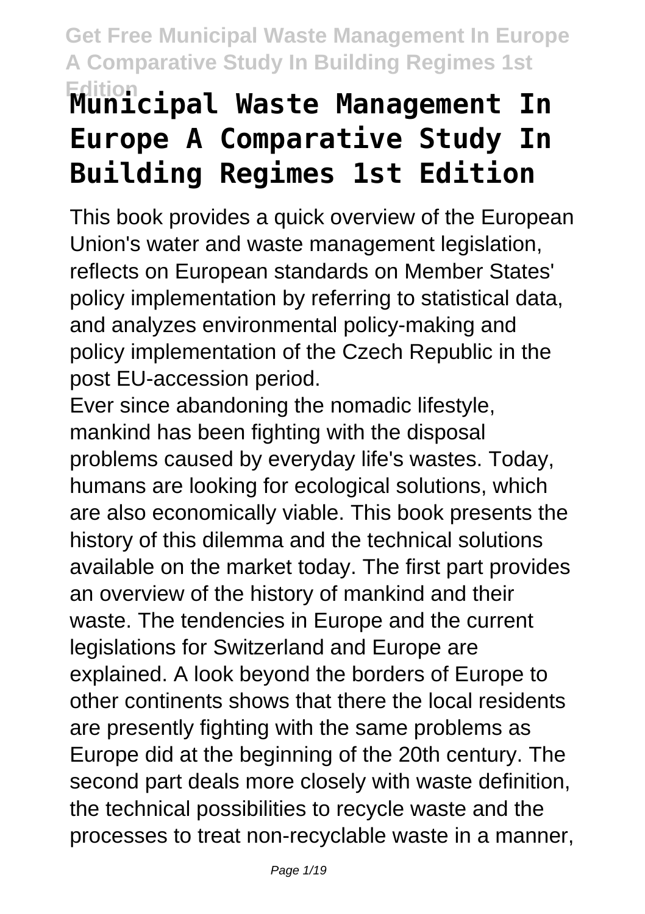# Municipal Waste Management In Europe A Comparative Study In Building Regimes 1st Edition

This book provides a quick overview of the European Union's water and waste management legislation, reflects on European standards on Member States' policy implementation by referring to statistical data, and analyzes environmental policy-making and policy implementation of the Czech Republic in the post EU-accession period.

Ever since abandoning the nomadic lifestyle, mankind has been fighting with the disposal problems caused by everyday life's wastes. Today, humans are looking for ecological solutions, which are also economically viable. This book presents the history of this dilemma and the technical solutions available on the market today. The first part provides an overview of the history of mankind and their waste. The tendencies in Europe and the current legislations for Switzerland and Europe are explained. A look beyond the borders of Europe to other continents shows that there the local residents are presently fighting with the same problems as Europe did at the beginning of the 20th century. The second part deals more closely with waste definition, the technical possibilities to recycle waste and the processes to treat non-recyclable waste in a manner,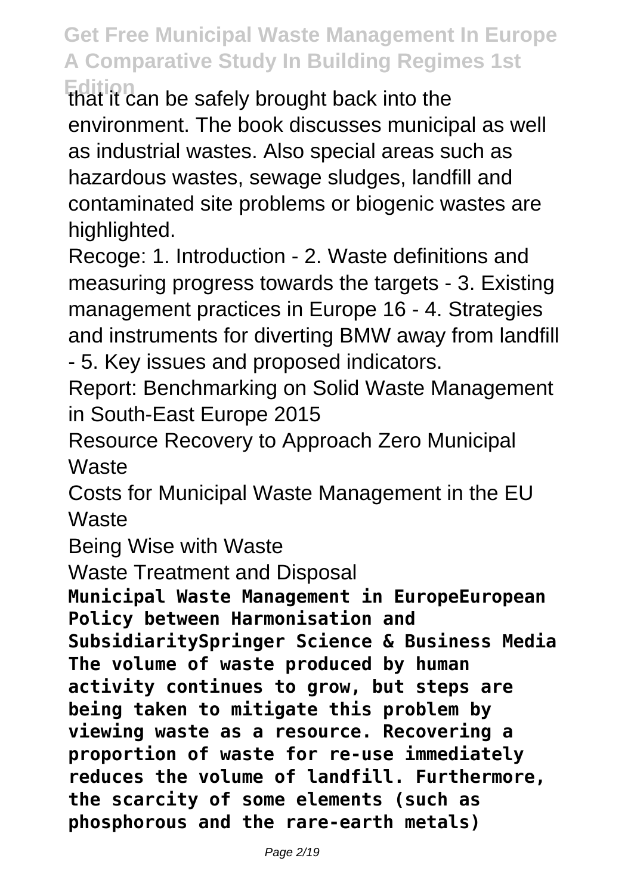that it can be safely brought back into the environment. The book discusses municipal as well as industrial wastes. Also special areas such as hazardous wastes, sewage sludges, landfill and contaminated site problems or biogenic wastes are highlighted.

Recoge: 1. Introduction - 2. Waste definitions and measuring progress towards the targets - 3. Existing management practices in Europe 16 - 4. Strategies and instruments for diverting BMW away from landfill - 5. Key issues and proposed indicators.

Report: Benchmarking on Solid Waste Management in South-East Europe 2015

Resource Recovery to Approach Zero Municipal Waste

Costs for Municipal Waste Management in the EU

Waste

Being Wise with Waste

Waste Treatment and Disposal

**Municipal Waste Management in EuropeEuropean Policy between Harmonisation and SubsidiaritySpringer Science & Business Media**

**The volume of waste produced by human activity continues to grow, but steps are being taken to mitigate this problem by viewing waste as a resource. Recovering a proportion of waste for re-use immediately reduces the volume of landfill. Furthermore, the scarcity of some elements (such as phosphorous and the rare-earth metals)**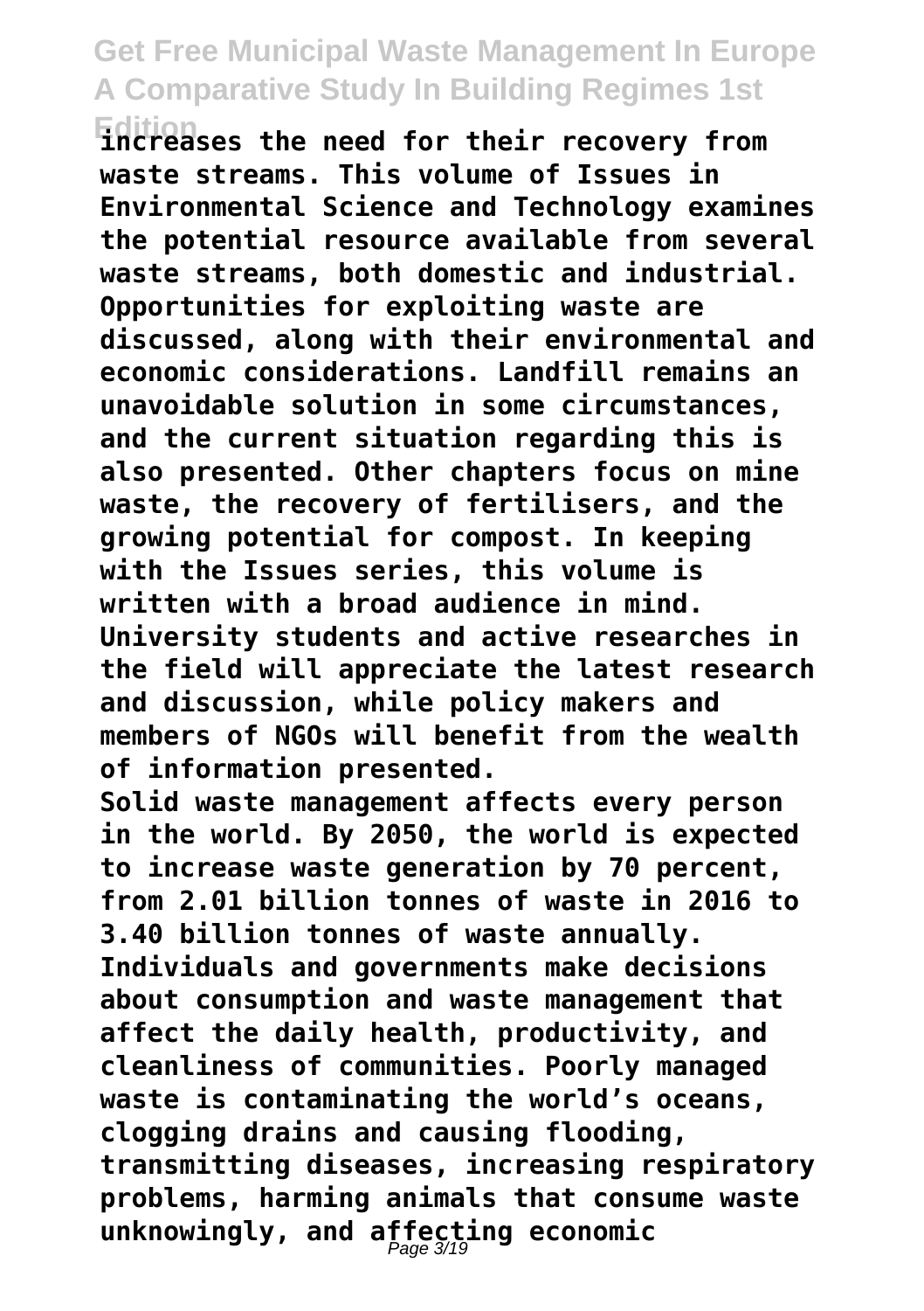increases the need for their recovery from waste streams. This volume of Issues in Environmental Science and Technology examines the potential resource available from several waste streams, both domestic and industrial. Opportunities for exploiting waste are discussed, along with their environmental and economic considerations. Landfill remains an unavoidable solution in some circumstances, and the current situation regarding this is also presented. Other chapters focus on mine waste, the recovery of fertilisers, and the growing potential for compost. In keeping with the Issues series, this volume is written with a broad audience in mind. University students and active researches in the field will appreciate the latest research and discussion, while policy makers and members of NGOs will benefit from the wealth of information presented.

Solid waste management affects every person in the world. By 2050, the world is expected to increase waste generation by 70 percent, from 2.01 billion tonnes of waste in 2016 to 3.40 billion tonnes of waste annually. Individuals and governments make decisions about consumption and waste management that affect the daily health, productivity, and cleanliness of communities. Poorly managed waste is contaminating the world's oceans, clogging drains and causing flooding, transmitting diseases, increasing respiratory problems, harming animals that consume waste unknowingly, and affecting economic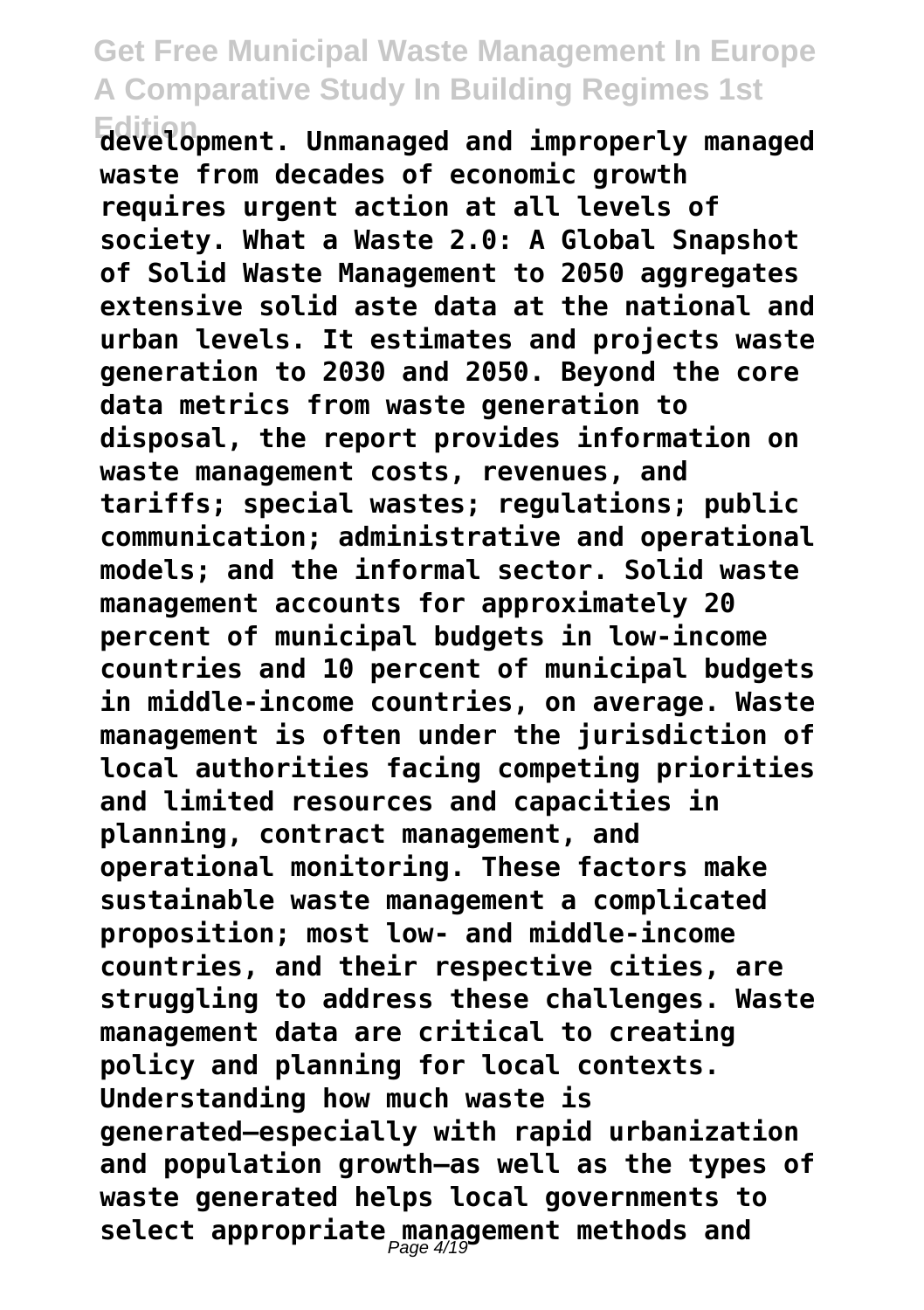development. Unmanaged and improperly managed waste from decades of economic growth requires urgent action at all levels of society. What a Waste 2.0: A Global Snapshot of Solid Waste Management to 2050 aggregates extensive solid aste data at the national and urban levels. It estimates and projects waste generation to 2030 and 2050. Beyond the core data metrics from waste generation to disposal, the report provides information on waste management costs, revenues, and tariffs; special wastes; regulations; public communication; administrative and operational models; and the informal sector. Solid waste management accounts for approximately 20 percent of municipal budgets in low-income countries and 10 percent of municipal budgets in middle-income countries, on average. Waste management is often under the jurisdiction of local authorities facing competing priorities and limited resources and capacities in planning, contract management, and operational monitoring. These factors make sustainable waste management a complicated proposition; most low- and middle-income countries, and their respective cities, are struggling to address these challenges. Waste management data are critical to creating policy and planning for local contexts. Understanding how much waste is generated—especially with rapid urbanization and population growth—as well as the types of waste generated helps local governments to select appropriate management methods and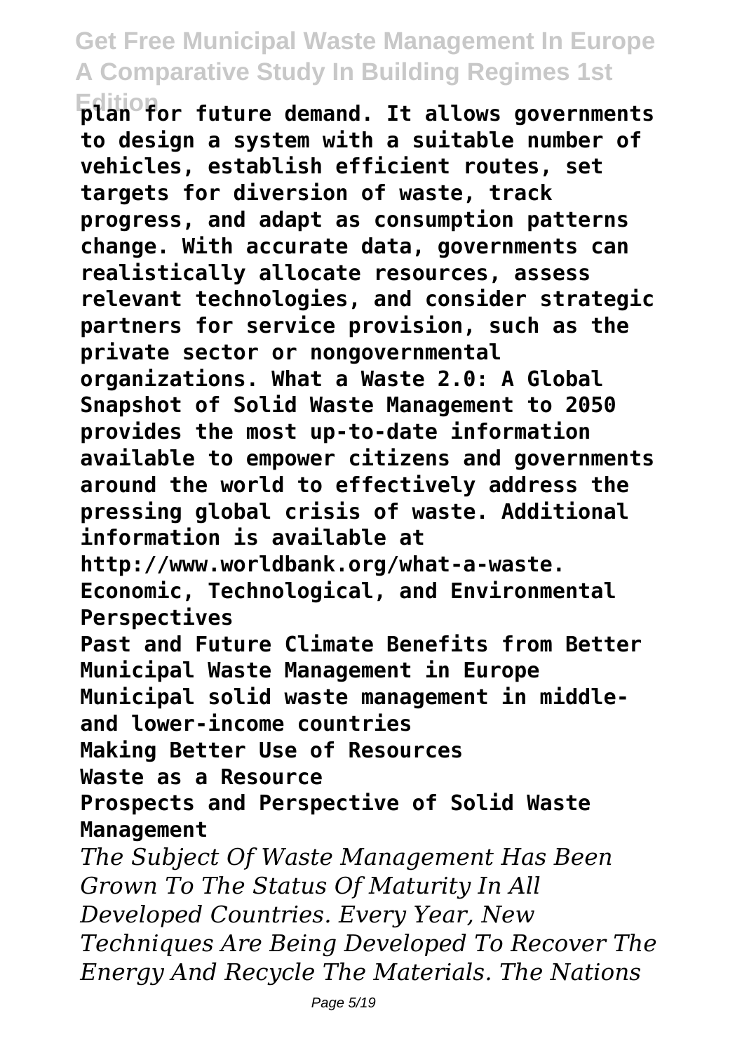**plan for future demand. It allows governments to design a system with a suitable number of vehicles, establish efficient routes, set targets for diversion of waste, track progress, and adapt as consumption patterns change. With accurate data, governments can realistically allocate resources, assess relevant technologies, and consider strategic partners for service provision, such as the private sector or nongovernmental organizations. What a Waste 2.0: A Global Snapshot of Solid Waste Management to 2050 provides the most up-to-date information available to empower citizens and governments around the world to effectively address the pressing global crisis of waste. Additional information is available at http://www.worldbank.org/what-a-waste.**

**Economic, Technological, and Environmental Perspectives**

**Past and Future Climate Benefits from Better Municipal Waste Management in Europe**

**Municipal solid waste management in middle- and lower-income countries**

**Making Better Use of Resources**

**Waste as a Resource**

**Prospects and Perspective of Solid Waste Management**

*The Subject Of Waste Management Has Been Grown To The Status Of Maturity In All Developed Countries. Every Year, New Techniques Are Being Developed To Recover The Energy And Recycle The Materials. The Nations*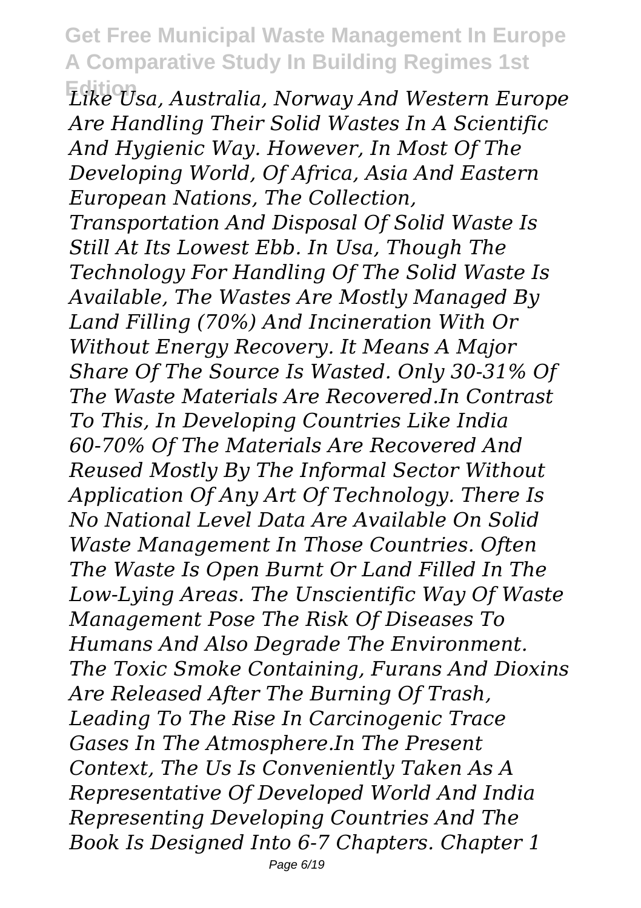*Like Usa, Australia, Norway And Western Europe Are Handling Their Solid Wastes In A Scientific And Hygienic Way. However, In Most Of The Developing World, Of Africa, Asia And Eastern European Nations, The Collection, Transportation And Disposal Of Solid Waste Is Still At Its Lowest Ebb. In Usa, Though The Technology For Handling Of The Solid Waste Is Available, The Wastes Are Mostly Managed By Land Filling (70%) And Incineration With Or Without Energy Recovery. It Means A Major Share Of The Source Is Wasted. Only 30-31% Of The Waste Materials Are Recovered.In Contrast To This, In Developing Countries Like India 60-70% Of The Materials Are Recovered And Reused Mostly By The Informal Sector Without Application Of Any Art Of Technology. There Is No National Level Data Are Available On Solid Waste Management In Those Countries. Often The Waste Is Open Burnt Or Land Filled In The Low-Lying Areas. The Unscientific Way Of Waste Management Pose The Risk Of Diseases To Humans And Also Degrade The Environment. The Toxic Smoke Containing, Furans And Dioxins Are Released After The Burning Of Trash, Leading To The Rise In Carcinogenic Trace Gases In The Atmosphere.In The Present Context, The Us Is Conveniently Taken As A Representative Of Developed World And India Representing Developing Countries And The Book Is Designed Into 6-7 Chapters. Chapter 1*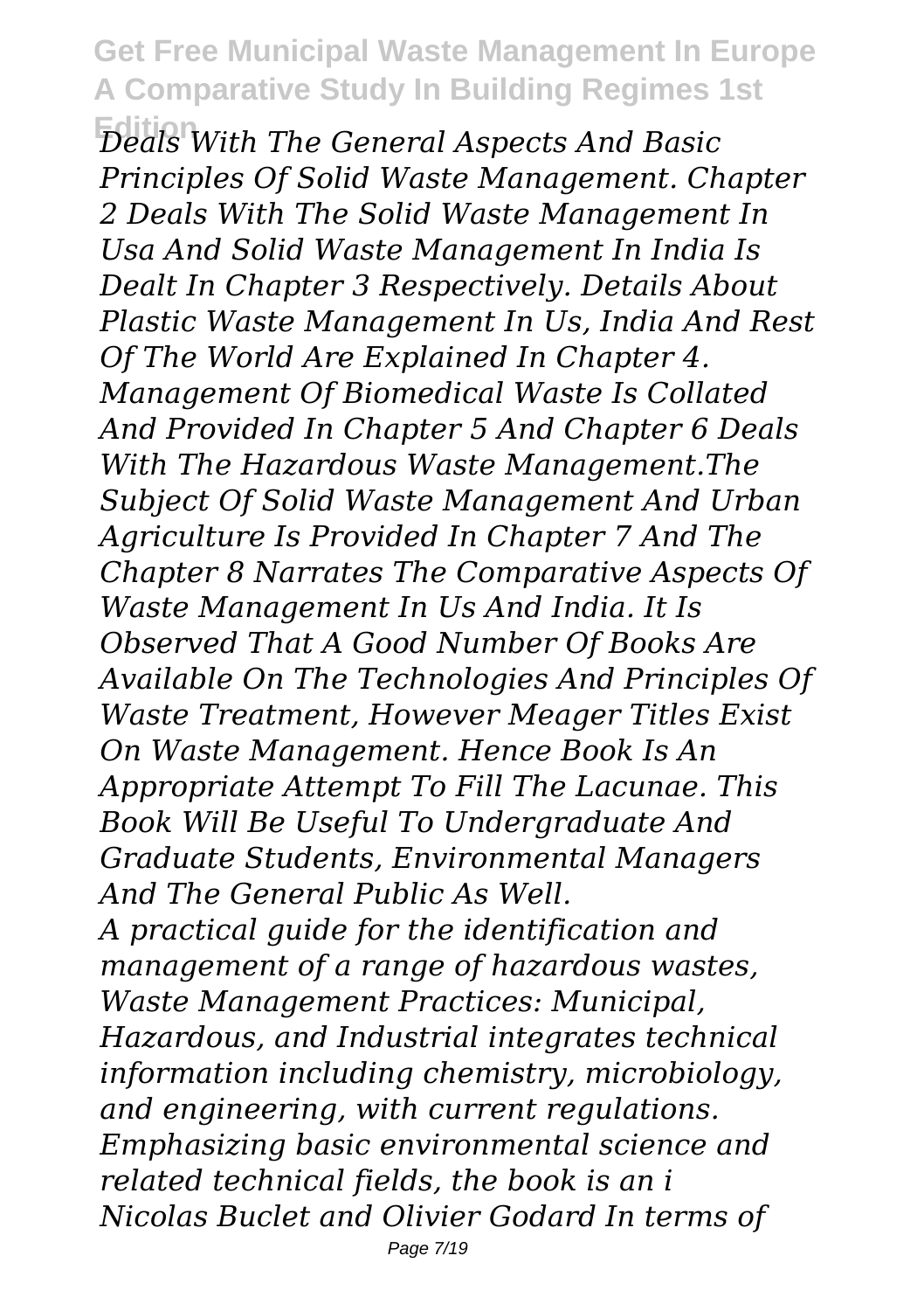*Deals With The General Aspects And Basic Principles Of Solid Waste Management. Chapter 2 Deals With The Solid Waste Management In Usa And Solid Waste Management In India Is Dealt In Chapter 3 Respectively. Details About Plastic Waste Management In Us, India And Rest Of The World Are Explained In Chapter 4. Management Of Biomedical Waste Is Collated And Provided In Chapter 5 And Chapter 6 Deals With The Hazardous Waste Management.The Subject Of Solid Waste Management And Urban Agriculture Is Provided In Chapter 7 And The Chapter 8 Narrates The Comparative Aspects Of Waste Management In Us And India. It Is Observed That A Good Number Of Books Are Available On The Technologies And Principles Of Waste Treatment, However Meager Titles Exist On Waste Management. Hence Book Is An Appropriate Attempt To Fill The Lacunae. This Book Will Be Useful To Undergraduate And Graduate Students, Environmental Managers And The General Public As Well.*

*A practical guide for the identification and management of a range of hazardous wastes, Waste Management Practices: Municipal, Hazardous, and Industrial integrates technical information including chemistry, microbiology, and engineering, with current regulations. Emphasizing basic environmental science and related technical fields, the book is an i*

*Nicolas Buclet and Olivier Godard In terms of*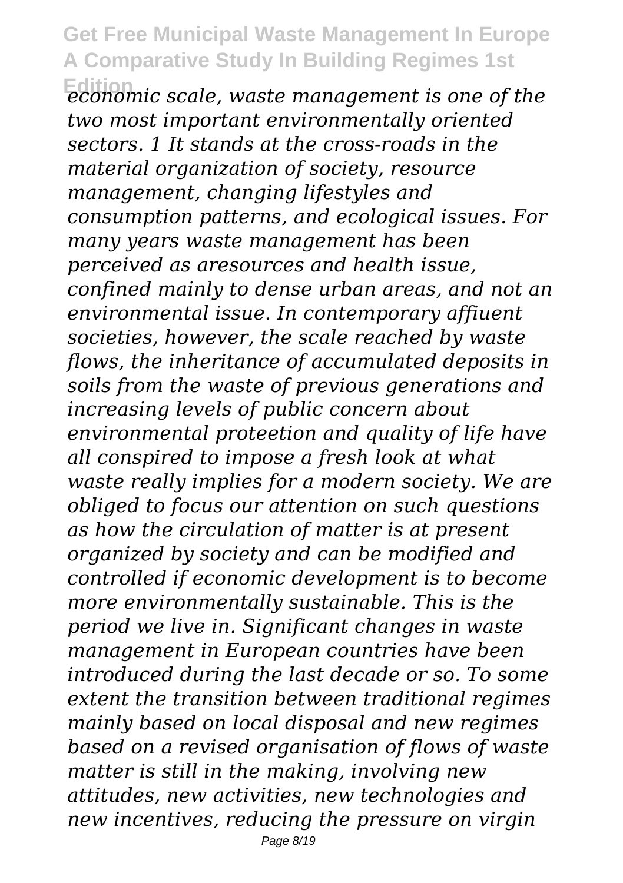*economic scale, waste management is one of the two most important environmentally oriented sectors. 1 It stands at the cross-roads in the material organization of society, resource management, changing lifestyles and consumption patterns, and ecological issues. For many years waste management has been perceived as aresources and health issue, confined mainly to dense urban areas, and not an environmental issue. In contemporary affiuent societies, however, the scale reached by waste flows, the inheritance of accumulated deposits in soils from the waste of previous generations and increasing levels of public concern about environmental proteetion and quality of life have all conspired to impose a fresh look at what waste really implies for a modern society. We are obliged to focus our attention on such questions as how the circulation of matter is at present organized by society and can be modified and controlled if economic development is to become more environmentally sustainable. This is the period we live in. Significant changes in waste management in European countries have been introduced during the last decade or so. To some extent the transition between traditional regimes mainly based on local disposal and new regimes based on a revised organisation of flows of waste matter is still in the making, involving new attitudes, new activities, new technologies and new incentives, reducing the pressure on virgin*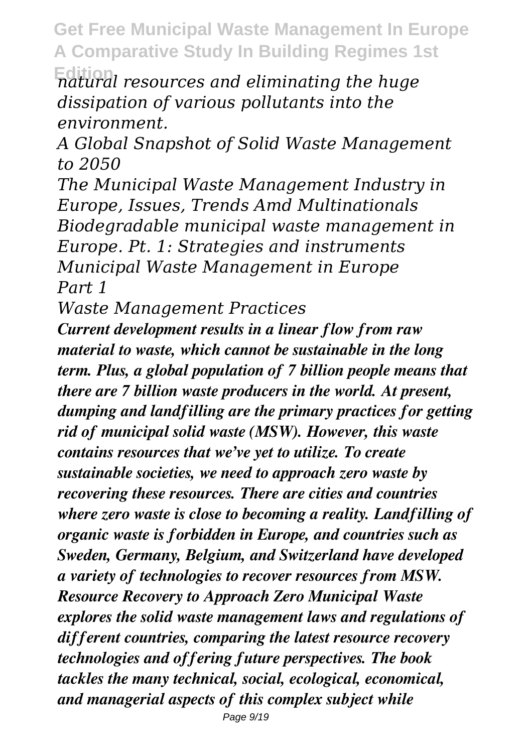*natural resources and eliminating the huge dissipation of various pollutants into the environment.*

*A Global Snapshot of Solid Waste Management to 2050*

*The Municipal Waste Management Industry in Europe, Issues, Trends Amd Multinationals*

*Biodegradable municipal waste management in Europe. Pt. 1: Strategies and instruments*

*Municipal Waste Management in Europe*

*Part 1*

*Waste Management Practices*

***Current development results in a linear flow from raw material to waste, which cannot be sustainable in the long term. Plus, a global population of 7 billion people means that there are 7 billion waste producers in the world. At present, dumping and landfilling are the primary practices for getting rid of municipal solid waste (MSW). However, this waste contains resources that we've yet to utilize. To create sustainable societies, we need to approach zero waste by recovering these resources. There are cities and countries where zero waste is close to becoming a reality. Landfilling of organic waste is forbidden in Europe, and countries such as Sweden, Germany, Belgium, and Switzerland have developed a variety of technologies to recover resources from MSW. Resource Recovery to Approach Zero Municipal Waste explores the solid waste management laws and regulations of different countries, comparing the latest resource recovery technologies and offering future perspectives. The book tackles the many technical, social, ecological, economical, and managerial aspects of this complex subject while***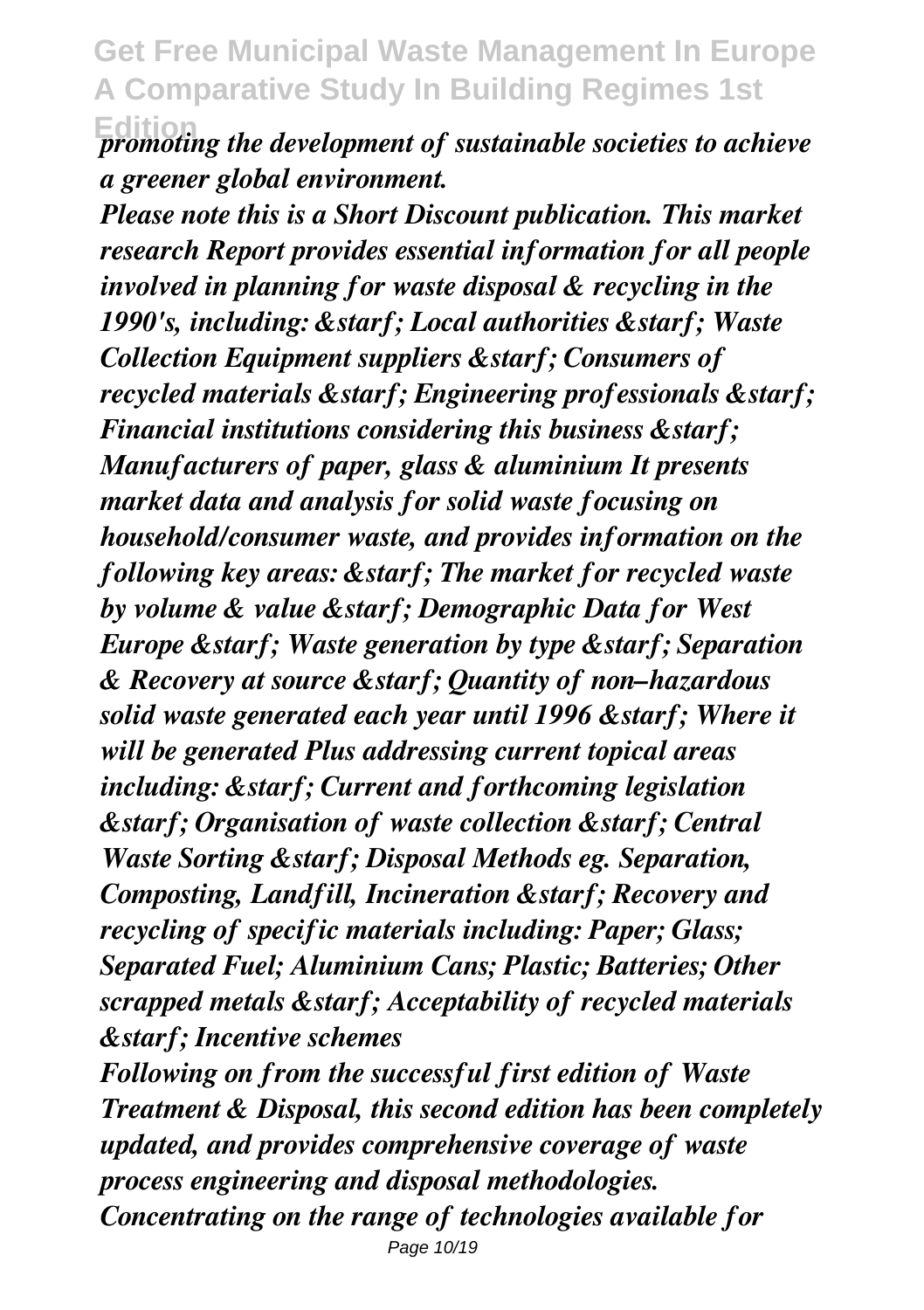*promoting the development of sustainable societies to achieve a greener global environment.*

*Please note this is a Short Discount publication. This market research Report provides essential information for all people involved in planning for waste disposal & recycling in the 1990's, including: &starf; Local authorities &starf; Waste Collection Equipment suppliers &starf; Consumers of recycled materials &starf; Engineering professionals &starf; Financial institutions considering this business &starf; Manufacturers of paper, glass & aluminium It presents market data and analysis for solid waste focusing on household/consumer waste, and provides information on the following key areas: &starf; The market for recycled waste by volume & value &starf; Demographic Data for West Europe &starf; Waste generation by type &starf; Separation & Recovery at source &starf; Quantity of non–hazardous solid waste generated each year until 1996 &starf; Where it will be generated Plus addressing current topical areas including: &starf; Current and forthcoming legislation &starf; Organisation of waste collection &starf; Central Waste Sorting &starf; Disposal Methods eg. Separation, Composting, Landfill, Incineration &starf; Recovery and recycling of specific materials including: Paper; Glass; Separated Fuel; Aluminium Cans; Plastic; Batteries; Other scrapped metals &starf; Acceptability of recycled materials &starf; Incentive schemes*

*Following on from the successful first edition of Waste Treatment & Disposal, this second edition has been completely updated, and provides comprehensive coverage of waste process engineering and disposal methodologies. Concentrating on the range of technologies available for*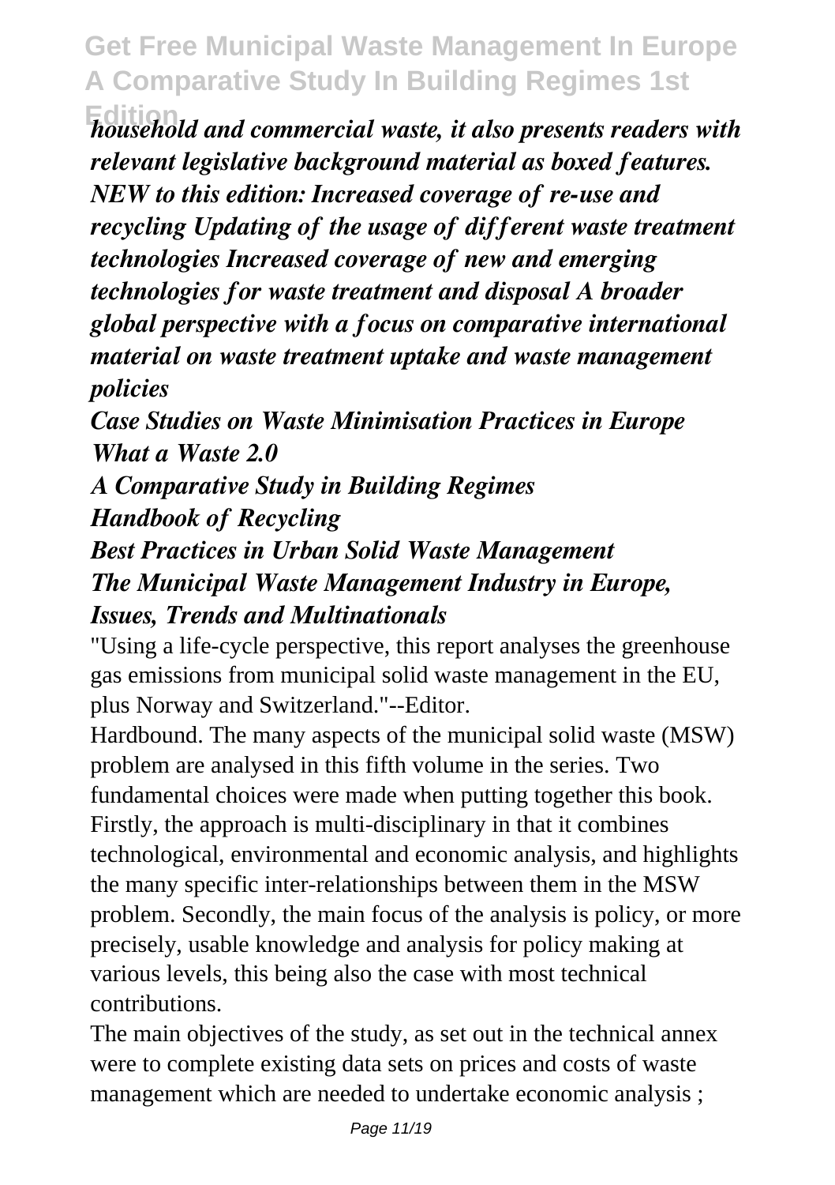*household and commercial waste, it also presents readers with relevant legislative background material as boxed features. NEW to this edition: Increased coverage of re-use and recycling Updating of the usage of different waste treatment technologies Increased coverage of new and emerging technologies for waste treatment and disposal A broader global perspective with a focus on comparative international material on waste treatment uptake and waste management policies*

*Case Studies on Waste Minimisation Practices in Europe*
*What a Waste 2.0*
*A Comparative Study in Building Regimes*
*Handbook of Recycling*
*Best Practices in Urban Solid Waste Management*
*The Municipal Waste Management Industry in Europe, Issues, Trends and Multinationals*

"Using a life-cycle perspective, this report analyses the greenhouse gas emissions from municipal solid waste management in the EU, plus Norway and Switzerland."--Editor.

Hardbound. The many aspects of the municipal solid waste (MSW) problem are analysed in this fifth volume in the series. Two fundamental choices were made when putting together this book. Firstly, the approach is multi-disciplinary in that it combines technological, environmental and economic analysis, and highlights the many specific inter-relationships between them in the MSW problem. Secondly, the main focus of the analysis is policy, or more precisely, usable knowledge and analysis for policy making at various levels, this being also the case with most technical contributions.

The main objectives of the study, as set out in the technical annex were to complete existing data sets on prices and costs of waste management which are needed to undertake economic analysis ;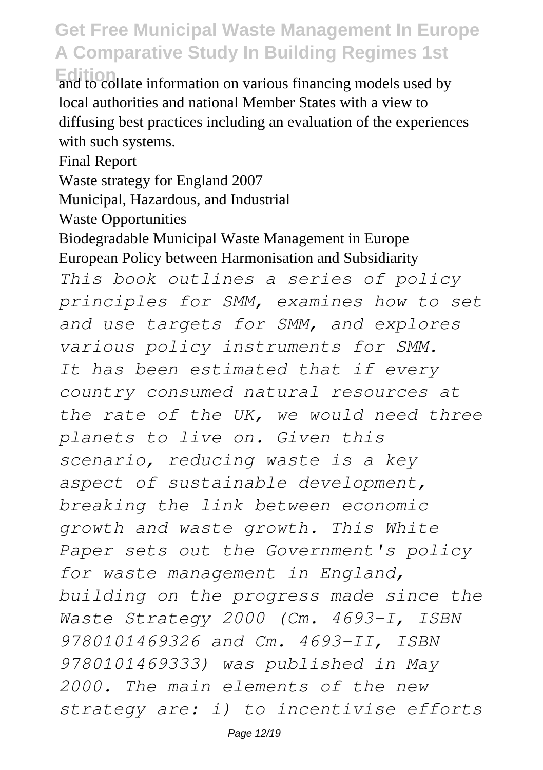and to collate information on various financing models used by local authorities and national Member States with a view to diffusing best practices including an evaluation of the experiences with such systems.

Final Report

Waste strategy for England 2007

Municipal, Hazardous, and Industrial

Waste Opportunities

Biodegradable Municipal Waste Management in Europe

European Policy between Harmonisation and Subsidiarity

*This book outlines a series of policy principles for SMM, examines how to set and use targets for SMM, and explores various policy instruments for SMM.*

*It has been estimated that if every country consumed natural resources at the rate of the UK, we would need three planets to live on. Given this scenario, reducing waste is a key aspect of sustainable development, breaking the link between economic growth and waste growth. This White Paper sets out the Government's policy for waste management in England, building on the progress made since the Waste Strategy 2000 (Cm. 4693-I, ISBN 9780101469326 and Cm. 4693-II, ISBN 9780101469333) was published in May 2000. The main elements of the new strategy are: i) to incentivise efforts*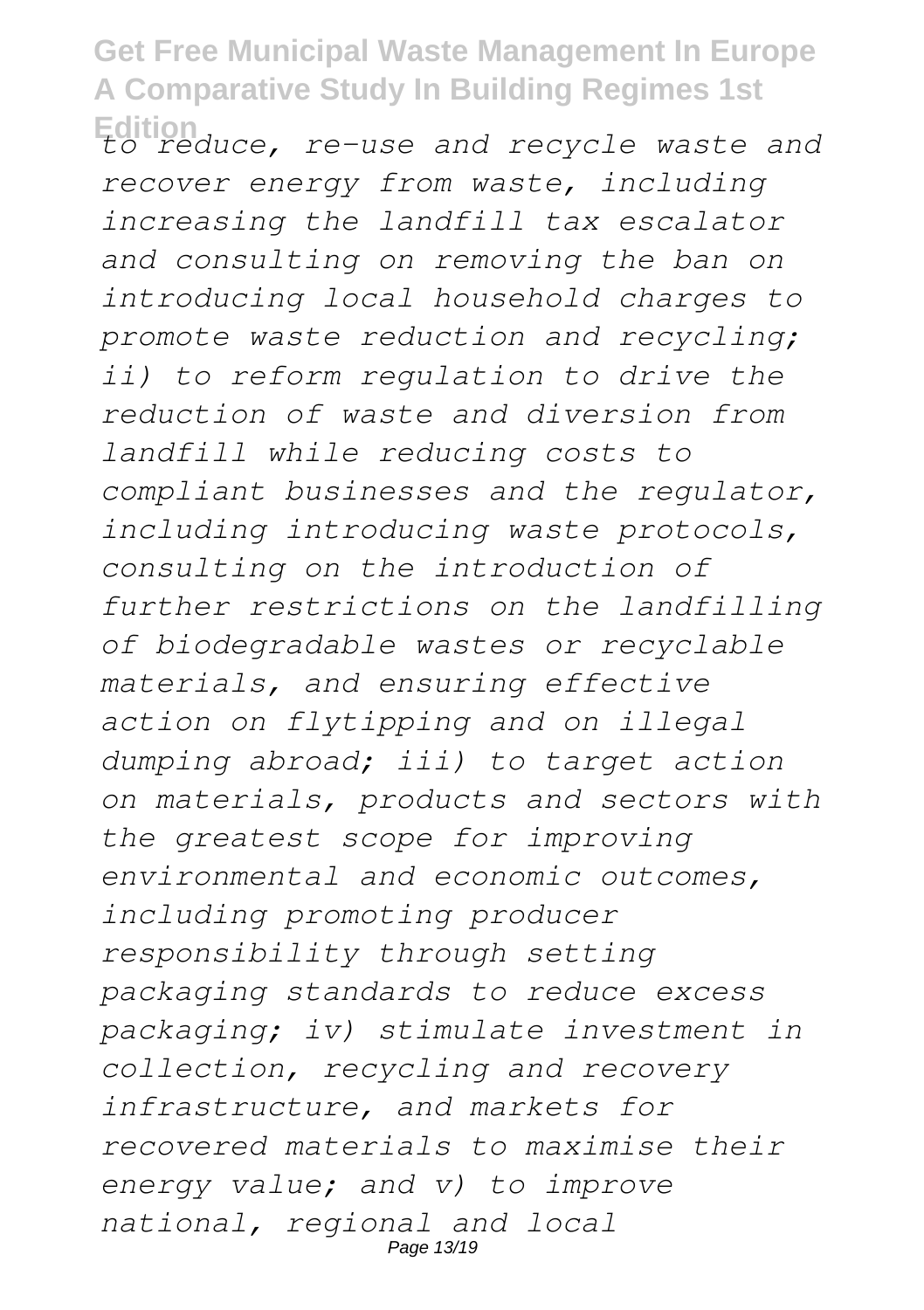*to reduce, re-use and recycle waste and recover energy from waste, including increasing the landfill tax escalator and consulting on removing the ban on introducing local household charges to promote waste reduction and recycling; ii) to reform regulation to drive the reduction of waste and diversion from landfill while reducing costs to compliant businesses and the regulator, including introducing waste protocols, consulting on the introduction of further restrictions on the landfilling of biodegradable wastes or recyclable materials, and ensuring effective action on flytipping and on illegal dumping abroad; iii) to target action on materials, products and sectors with the greatest scope for improving environmental and economic outcomes, including promoting producer responsibility through setting packaging standards to reduce excess packaging; iv) stimulate investment in collection, recycling and recovery infrastructure, and markets for recovered materials to maximise their energy value; and v) to improve national, regional and local*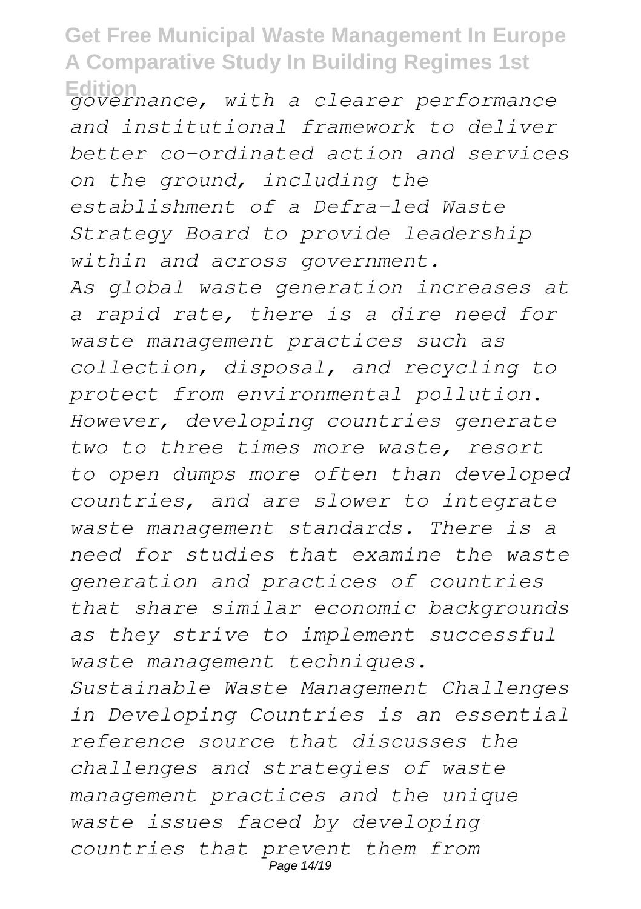*governance, with a clearer performance and institutional framework to deliver better co-ordinated action and services on the ground, including the establishment of a Defra-led Waste Strategy Board to provide leadership within and across government.*

*As global waste generation increases at a rapid rate, there is a dire need for waste management practices such as collection, disposal, and recycling to protect from environmental pollution. However, developing countries generate two to three times more waste, resort to open dumps more often than developed countries, and are slower to integrate waste management standards. There is a need for studies that examine the waste generation and practices of countries that share similar economic backgrounds as they strive to implement successful waste management techniques.*

*Sustainable Waste Management Challenges in Developing Countries is an essential reference source that discusses the challenges and strategies of waste management practices and the unique waste issues faced by developing countries that prevent them from*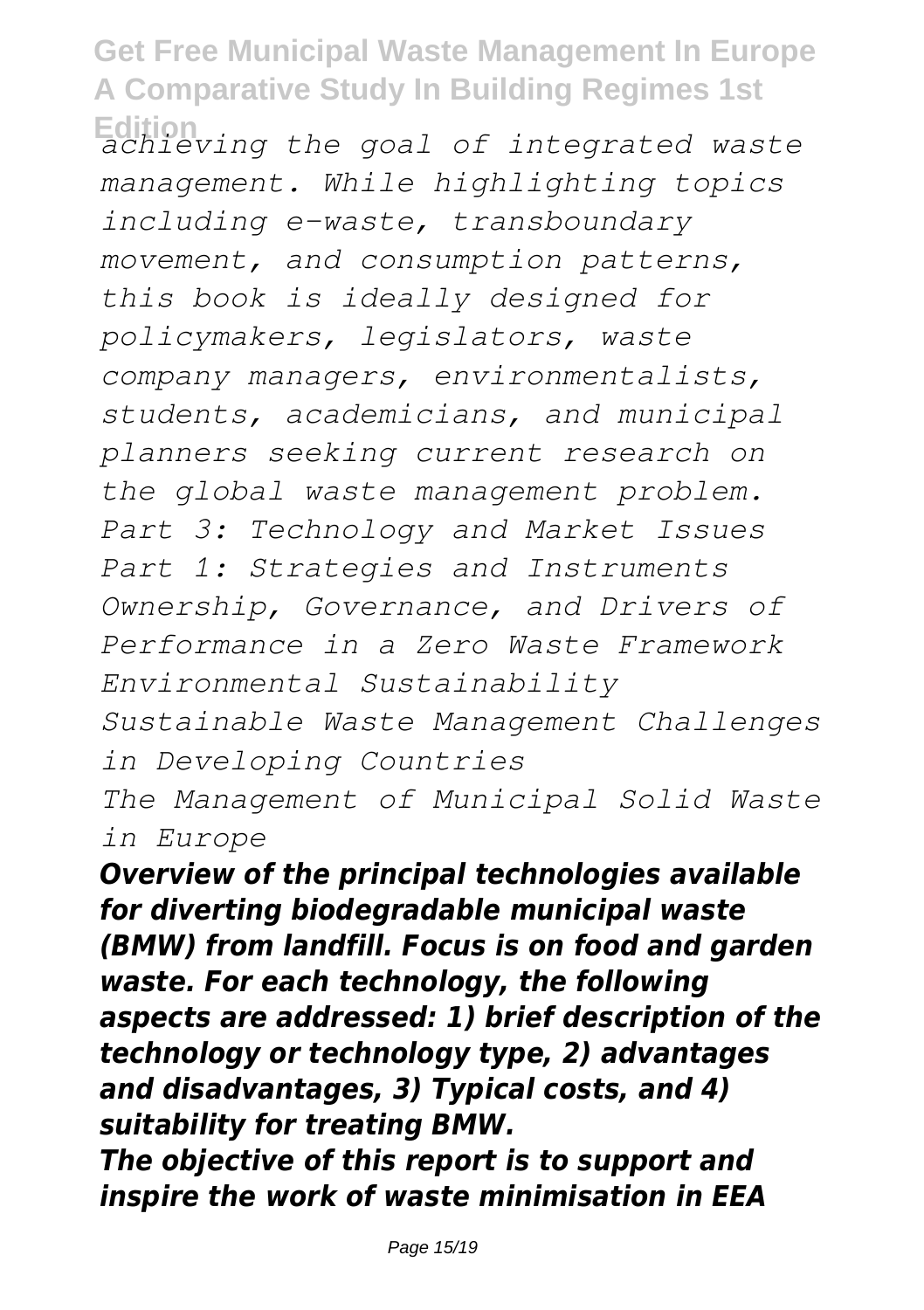*achieving the goal of integrated waste management. While highlighting topics including e-waste, transboundary movement, and consumption patterns, this book is ideally designed for policymakers, legislators, waste company managers, environmentalists, students, academicians, and municipal planners seeking current research on the global waste management problem.*

*Part 3: Technology and Market Issues*

*Part 1: Strategies and Instruments*

*Ownership, Governance, and Drivers of Performance in a Zero Waste Framework*

*Environmental Sustainability*

*Sustainable Waste Management Challenges in Developing Countries*

*The Management of Municipal Solid Waste in Europe*

***Overview of the principal technologies available for diverting biodegradable municipal waste (BMW) from landfill. Focus is on food and garden waste. For each technology, the following aspects are addressed: 1) brief description of the technology or technology type, 2) advantages and disadvantages, 3) Typical costs, and 4) suitability for treating BMW.***

***The objective of this report is to support and inspire the work of waste minimisation in EEA***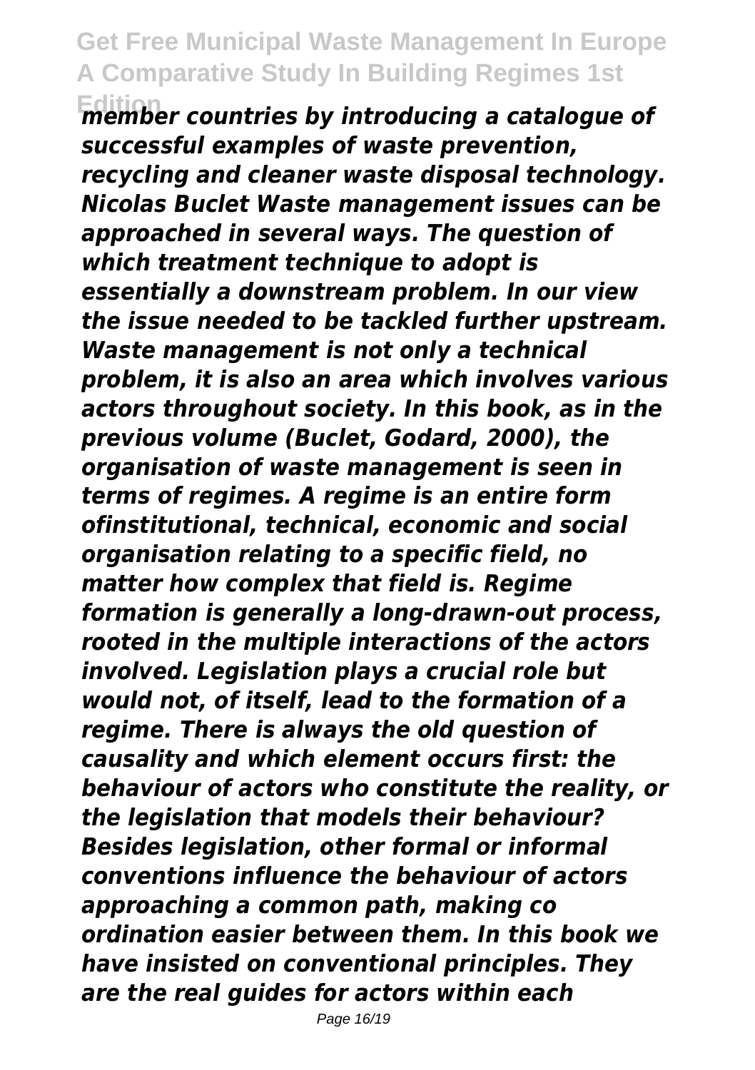*member countries by introducing a catalogue of successful examples of waste prevention, recycling and cleaner waste disposal technology. Nicolas Buclet Waste management issues can be approached in several ways. The question of which treatment technique to adopt is essentially a downstream problem. In our view the issue needed to be tackled further upstream. Waste management is not only a technical problem, it is also an area which involves various actors throughout society. In this book, as in the previous volume (Buclet, Godard, 2000), the organisation of waste management is seen in terms of regimes. A regime is an entire form ofinstitutional, technical, economic and social organisation relating to a specific field, no matter how complex that field is. Regime formation is generally a long-drawn-out process, rooted in the multiple interactions of the actors involved. Legislation plays a crucial role but would not, of itself, lead to the formation of a regime. There is always the old question of causality and which element occurs first: the behaviour of actors who constitute the reality, or the legislation that models their behaviour? Besides legislation, other formal or informal conventions influence the behaviour of actors approaching a common path, making co ordination easier between them. In this book we have insisted on conventional principles. They are the real guides for actors within each*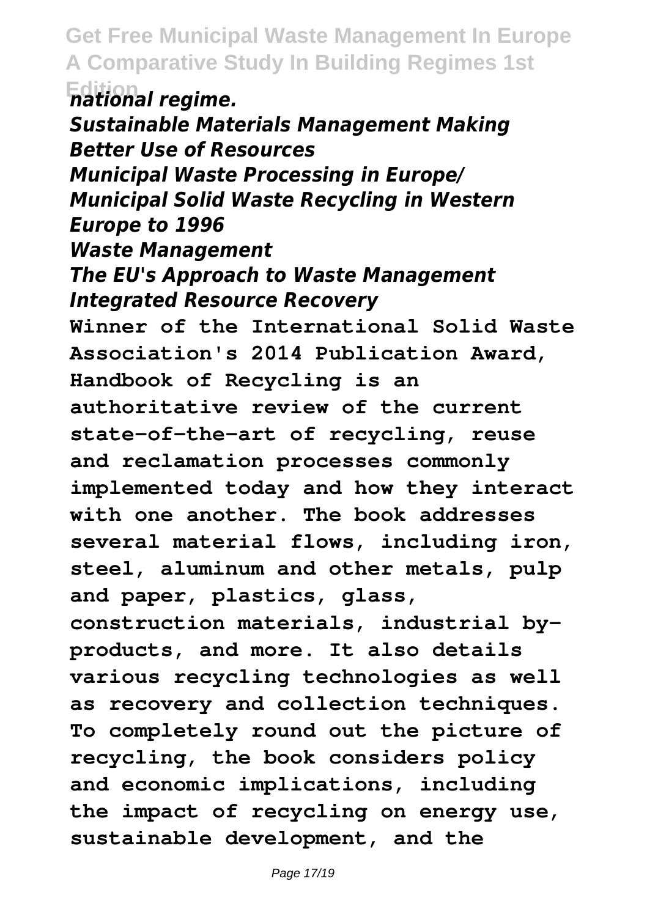*national regime.*

*Sustainable Materials Management Making Better Use of Resources*

*Municipal Waste Processing in Europe/ Municipal Solid Waste Recycling in Western Europe to 1996*

*Waste Management*

*The EU's Approach to Waste Management*

*Integrated Resource Recovery*

**Winner of the International Solid Waste Association's 2014 Publication Award, Handbook of Recycling is an authoritative review of the current state-of-the-art of recycling, reuse and reclamation processes commonly implemented today and how they interact with one another. The book addresses several material flows, including iron, steel, aluminum and other metals, pulp and paper, plastics, glass, construction materials, industrial by-products, and more. It also details various recycling technologies as well as recovery and collection techniques. To completely round out the picture of recycling, the book considers policy and economic implications, including the impact of recycling on energy use, sustainable development, and the**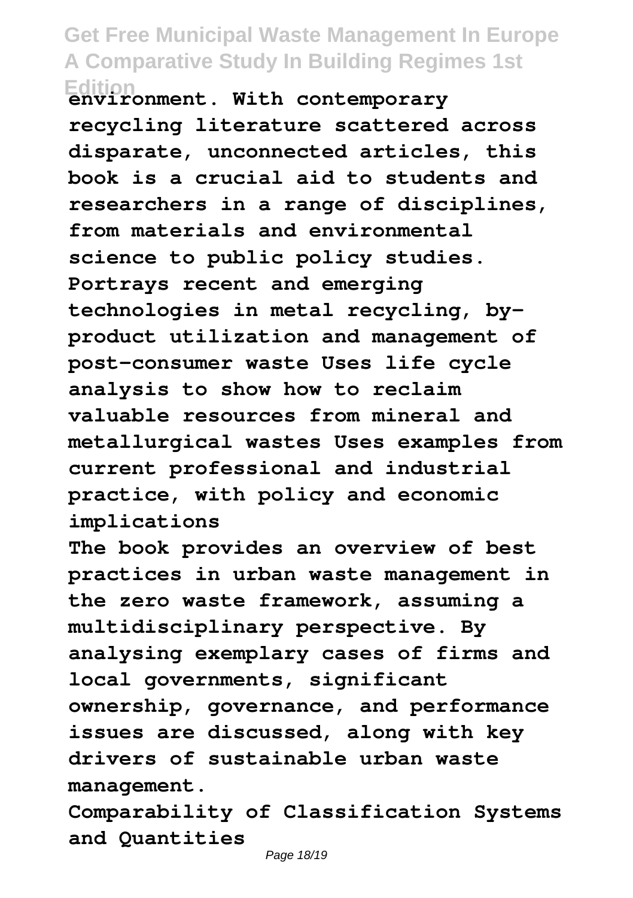environment. With contemporary recycling literature scattered across disparate, unconnected articles, this book is a crucial aid to students and researchers in a range of disciplines, from materials and environmental science to public policy studies. Portrays recent and emerging technologies in metal recycling, by-product utilization and management of post-consumer waste Uses life cycle analysis to show how to reclaim valuable resources from mineral and metallurgical wastes Uses examples from current professional and industrial practice, with policy and economic implications

The book provides an overview of best practices in urban waste management in the zero waste framework, assuming a multidisciplinary perspective. By analysing exemplary cases of firms and local governments, significant ownership, governance, and performance issues are discussed, along with key drivers of sustainable urban waste management.

Comparability of Classification Systems and Quantities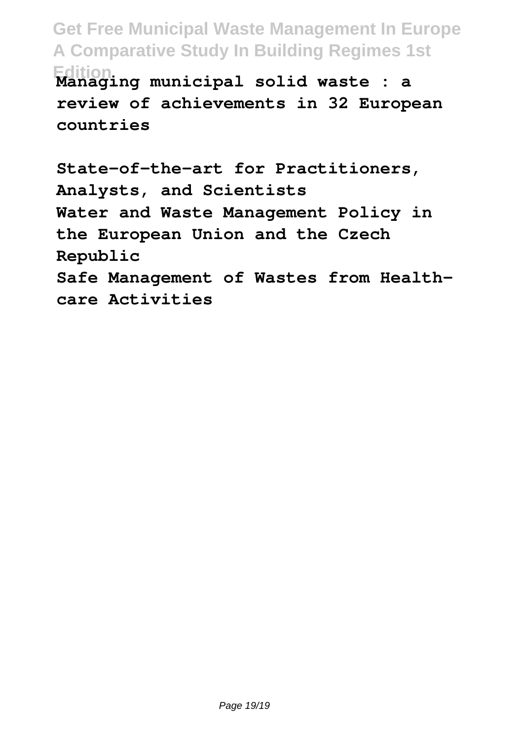**Managing municipal solid waste : a review of achievements in 32 European countries**

**State-of-the-art for Practitioners, Analysts, and Scientists**
**Water and Waste Management Policy in the European Union and the Czech Republic**
**Safe Management of Wastes from Health-care Activities**